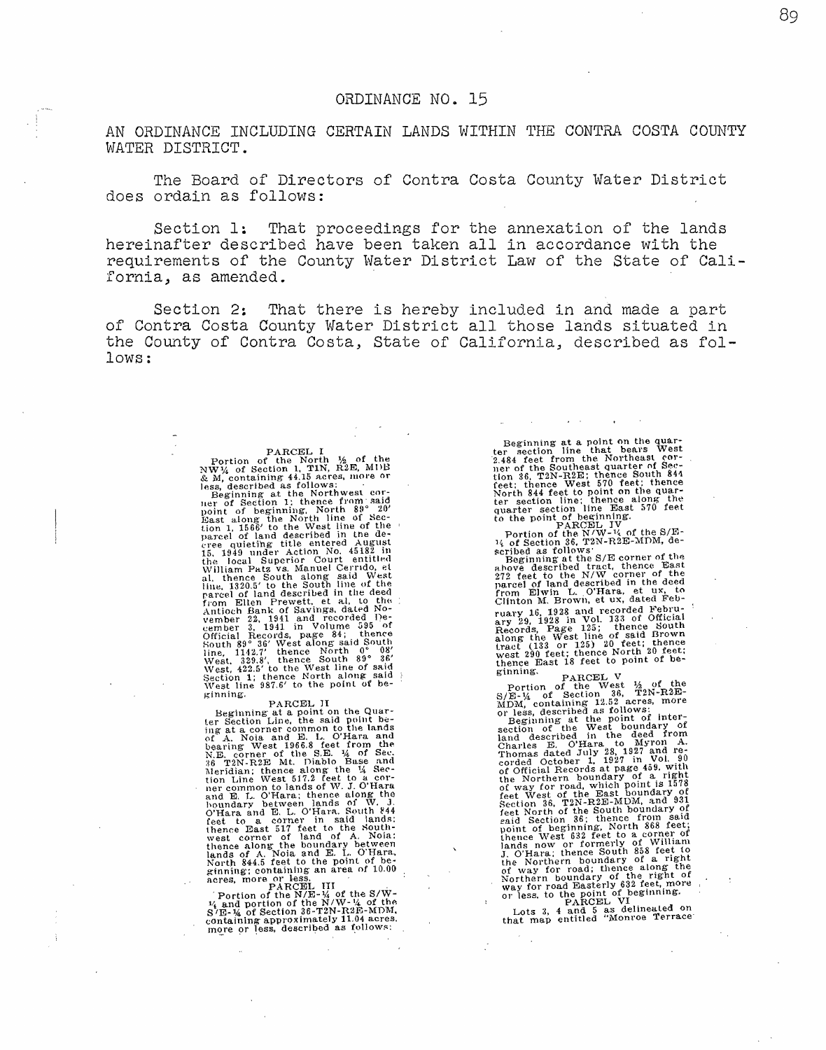# ORDINANCE NO. 15

AN ORDINANCE INCLUDING CERTAIN LANDS WITHIN THE CONTRA COSTA COUNTY WATER DISTRICT.

The Board of Directors of Contra Costa County Water District does ordain as follows:

Section 1: That proceedings for the annexation of the lands hereinafter described have been taken all in accordance with the requirements of the County Water District Law of the State of California, as amended.

Section 2: That there is hereby included in and made a part of Contra Costa County Water District all those lands situated in the County of Contra Costa, State of California, described as follows:

PARCEL I

Portion of the North ½ of the NW¼ of Section 1, T1N, R2E, MDB & M, containing 44.15 acres, more or less, described as follows:

Beginning at the Northwest corner of Section 1; thence from said point of beginning, North 89° 20' East along the North line of Section 1, 1566' to the West line of the parcel of land described in the decree quieting title entered August 15, 1949 under Action No. 45182 in the local Superior Court entitled William Patz vs. Manuel Cerrido, et al, thence South along said West line, 1320.5' to the South line of the parcel of land described in the deed from Ellen Prewett, et al, to the Antioch Bank of Savings, dated November 22, 1941 and recorded December 3, 1941 in Volume 595 of Official Records, page 84; thence South 89° 36' West along said South line, 1142.7' thence North 0° 08' West, 329.8', thence South 89° 36' West, 422.5' to the West line of said Section 1; thence North along said West line 987.6' to the point of beginning.

PARCEL II

Beginning at a point on the Quarter Section Line, the said point being at a corner common to the lands of A. Noia and E. L. O'Hara and bearing West 1966.8 feet from the N.E. corner of the S.E. ¼ of Sec. 36 T2N-R2E Mt. Diablo Base and Meridian; thence along the ¼ Section Line West 517.2 feet to a corner common to lands of W. J. O'Hara and E. L. O'Hara; thence along the boundary between lands of W. J. O'Hara and E. L. O'Hara, South 844 feet to a corner in said lands; thence East 517 feet to the Southwest corner of land of A. Noia; thence along the boundary between lands of A. Noia and E. L. O'Hara, North 844.5 feet to the point of beginning; containing an area of 10.00 acres, more or less.

PARCEL III

Portion of the N/E-¼ of the S/W-¼ and portion of the N/W-¼ of the S/E-¼ of Section 36-T2N-R2E-MDM, containing approximately 11.04 acres, more or less, described as follows:

Beginning at a point on the quarter section line that bears West 2.484 feet from the Northeast corner of the Southeast quarter of Section 36, T2N-R2E; thence South 844 feet; thence West 570 feet; thence North 844 feet to point on the quarter section line; thence along the quarter section line East 570 feet to the point of beginning.

PARCEL IV

Portion of the N/W-¼ of the S/E-¼ of Section 36, T2N-R2E-MDM, described as follows:

Beginning at the S/E corner of the above described tract, thence East 272 feet to the N/W corner of the parcel of land described in the deed from Elwin L. O'Hara, et ux, to Clinton M. Brown, et ux, dated February 16, 1928 and recorded February 29, 1928 in Vol. 133 of Official Records, Page 125; thence South along the West line of said Brown tract (133 or 125) 20 feet; thence west 290 feet; thence North 20 feet; thence East 18 feet to point of beginning.

PARCEL V

Portion of the West ½ of the S/E-¼ of Section 36, T2N-R2E-MDM, containing 12.52 acres, more or less, described as follows:

Beginning at the point of intersection of the West boundary of land described in the deed from Charles E. O'Hara to Myron A. Thomas dated July 28, 1927 and recorded October 1, 1927 in Vol. 90 of Official Records at page 459, with the Northern boundary of a right of way for road, which point is 1578 feet West of the East boundary of Section 36, T2N-R2E-MDM, and 931 feet North of the South boundary of said Section 36; thence from said point of beginning, North 868 feet; thence West 632 feet to a corner of lands now or formerly of William J. O'Hara; thence South 858 feet to the Northern boundary of a right of way for road; thence along the Northern boundary of the right of way for road Easterly 632 feet, more or less, to the point of beginning.

PARCEL VI

Lots 3, 4 and 5 as delineated on that map entitled "Monroe Terrace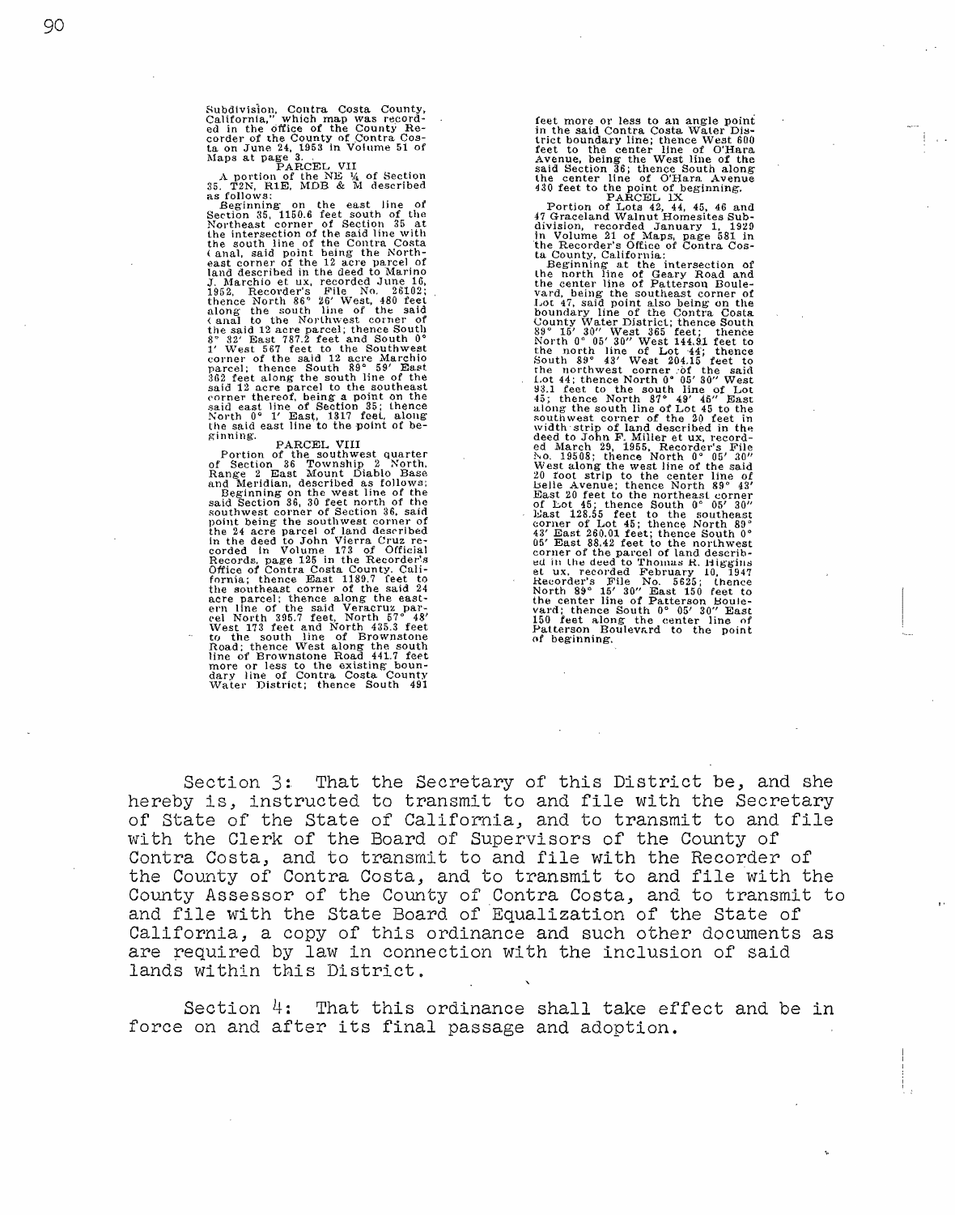Subdivision, Contra Costa County, California," which map was recorded in the office of the County Recorder of the County of Contra Costa on June 24, 1953 in Volume 51 of Maps at page 3.

PARCEL VII

A portion of the NE ¼ of Section 35, T2N, R1E, MDB & M described as follows:

Beginning on the east line of Section 35, 1150.6 feet south of the Northeast corner of Section 35 at the intersection of the said line with the south line of the Contra Costa Canal, said point being the Northeast corner of the 12 acre parcel of land described in the deed to Marino J. Marchio et ux, recorded June 16, 1952, Recorder's File No. 26102; thence North 86° 26' West, 480 feet along the south line of the said Canal to the Northwest corner of the said 12 acre parcel; thence South 8° 32' East 787.2 feet and South 0° 1' West 567 feet to the Southwest corner of the said 12 acre Marchio parcel; thence South 89° 59' East 362 feet along the south line of the said 12 acre parcel to the southeast corner thereof, being a point on the said east line of Section 35; thence North 0° 1' East, 1317 feet, along the said east line to the point of beginning.

PARCEL VIII

Portion of the southwest quarter of Section 36 Township 2 North, Range 2 East Mount Diablo Base and Meridian, described as follows:

Beginning on the west line of the said Section 36, 30 feet north of the southwest corner of Section 36, said point being the southwest corner of the 24 acre parcel of land described in the deed to John Vierra Cruz recorded in Volume 173 of Official Records, page 125 in the Recorder's Office of Contra Costa County, California; thence East 1189.7 feet to the southeast corner of the said 24 acre parcel; thence along the eastern line of the said Veracruz parcel North 395.7 feet, North 57° 48' West 173 feet and North 435.3 feet to the south line of Brownstone Road; thence West along the south line of Brownstone Road 441.7 feet more or less to the existing boundary line of Contra Costa County Water District; thence South 491 feet more or less to an angle point in the said Contra Costa Water District boundary line; thence West 600 feet to the center line of O'Hara Avenue, being the West line of the said Section 36; thence South along the center line of O'Hara Avenue 430 feet to the point of beginning.

PARCEL IX

Portion of Lots 42, 44, 45, 46 and 47 Graceland Walnut Homesites Subdivision, recorded January 1, 1929 in Volume 21 of Maps, page 581 in the Recorder's Office of Contra Costa County, California:

Beginning at the intersection of the north line of Geary Road and the center line of Patterson Boulevard, being the southeast corner of Lot 47, said point also being on the boundary line of the Contra Costa County Water District; thence South 89° 15' 30" West 365 feet; thence North 0° 05' 30" West 144.91 feet to the north line of Lot 44; thence South 89° 43' West 204.15 feet to the northwest corner of the said Lot 44; thence North 0° 05' 30" West 93.1 feet to the south line of Lot 45; thence North 87° 49' 46" East along the south line of Lot 45 to the southwest corner of the 20 feet in width strip of land described in the deed to John F. Miller et ux, recorded March 29, 1955, Recorder's File No. 19508; thence North 0° 05' 30" West along the west line of the said 20 foot strip to the center line of Belle Avenue; thence North 89° 43' East 20 feet to the northeast corner of Lot 45; thence South 0° 05' 30" East 128.55 feet to the southeast corner of Lot 45; thence North 89° 43' East 260.01 feet; thence South 0° 05' East 88.42 feet to the northwest corner of the parcel of land described in the deed to Thomas R. Higgins et ux, recorded February 10, 1947 Recorder's File No. 5625; thence North 89° 15' 30" East 150 feet to the center line of Patterson Boulevard; thence South 0° 05' 30" East 150 feet along the center line of Patterson Boulevard to the point of beginning.

Section 3: That the Secretary of this District be, and she hereby is, instructed to transmit to and file with the Secretary of State of the State of California, and to transmit to and file with the Clerk of the Board of Supervisors of the County of Contra Costa, and to transmit to and file with the Recorder of the County of Contra Costa, and to transmit to and file with the County Assessor of the County of Contra Costa, and to transmit to and file with the State Board of Equalization of the State of California, a copy of this ordinance and such other documents as are required by law in connection with the inclusion of said lands within this District.

Section 4: That this ordinance shall take effect and be in force on and after its final passage and adoption.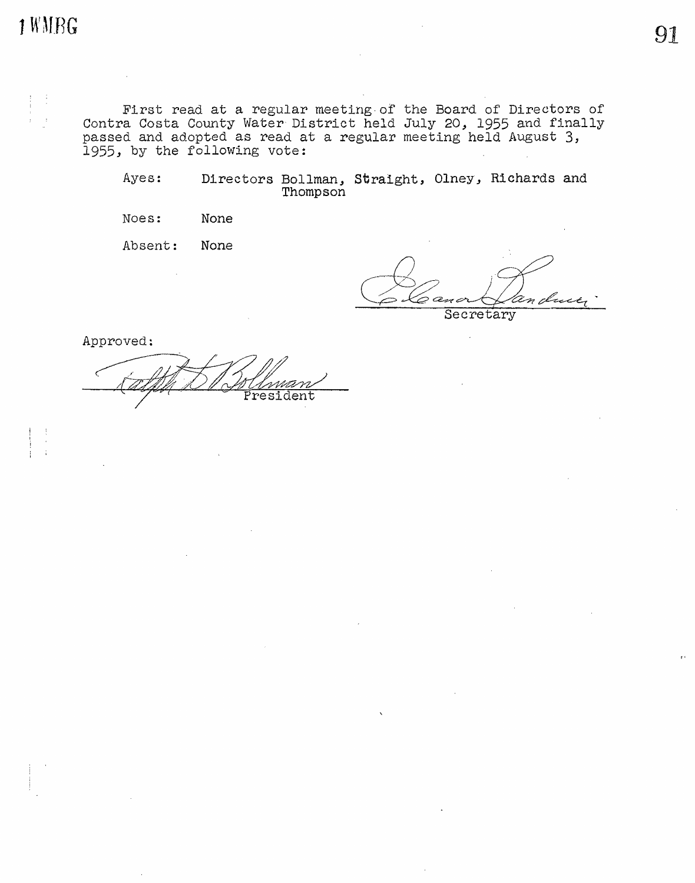First read at a regular meeting of the Board of Directors of Contra Costa County Water District held July 20, 1955 and finally passed and adopted as read at a regular meeting held August 3, 1955, by the following vote:

Ayes: Directors Bollman, Straight, Olney, Richards and Thompson

Noes: None

Absent: None

Eleanor Landucci
Secretary

Approved:

Ralph D. Bollman
President